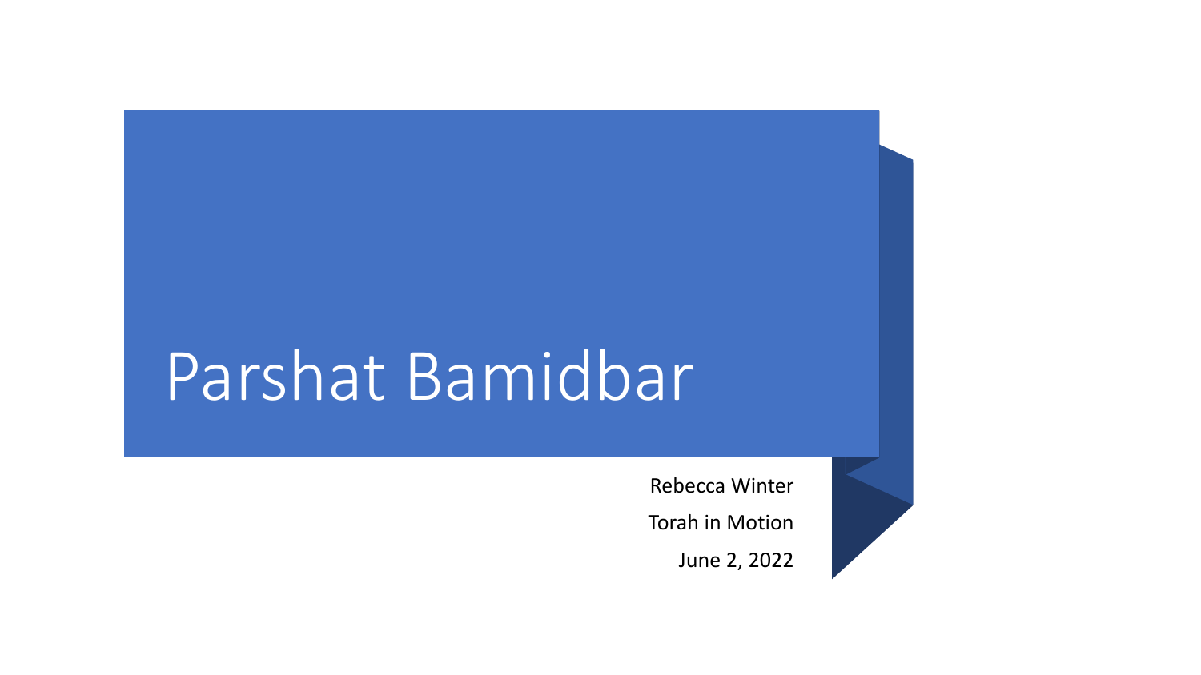# Parshat Bamidbar

Rebecca Winter

Torah in Motion

June 2, 2022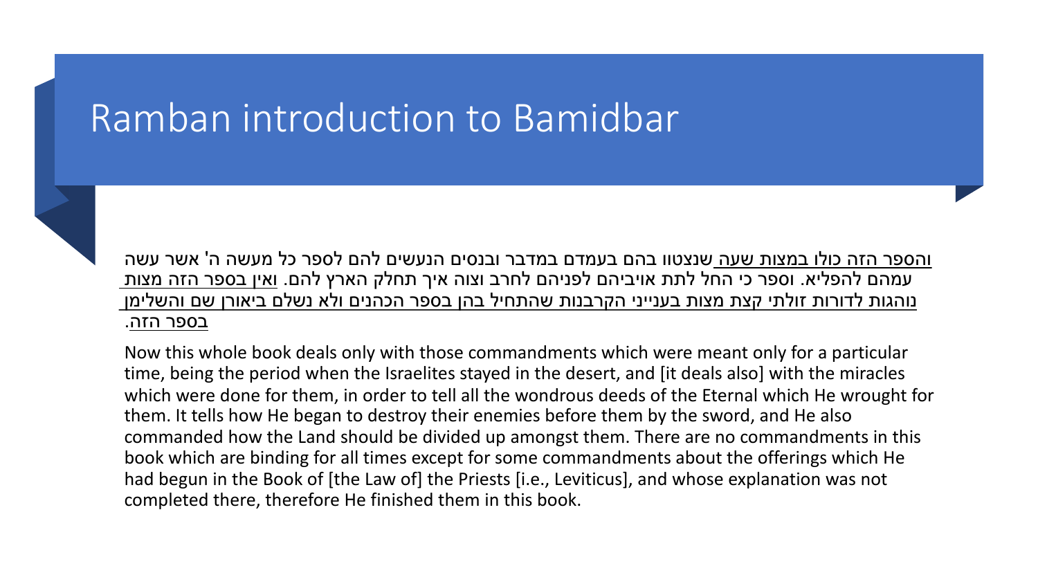# Ramban introduction to Bamidbar

<u>והספר הזה כולו במצות שעה</u> שנצטוו בהם בעמדם במדבר ובנסים הנעשים להם לספר כל מעשה ה' אשר עשה עמהם להפליא. וספר כי החל לתת אויביהם לפניהם לחרב וצוה איך תחלק הארץ להם. <u>ואין בספר הזה מצות נוהגות לדורות זולתי קצת מצות בענייני הקרבנות שהתחיל בהן בספר הכהנים ולא נשלם ביאורן שם והשלימן בספר הזה</u>.

Now this whole book deals only with those commandments which were meant only for a particular time, being the period when the Israelites stayed in the desert, and [it deals also] with the miracles which were done for them, in order to tell all the wondrous deeds of the Eternal which He wrought for them. It tells how He began to destroy their enemies before them by the sword, and He also commanded how the Land should be divided up amongst them. There are no commandments in this book which are binding for all times except for some commandments about the offerings which He had begun in the Book of [the Law of] the Priests [i.e., Leviticus], and whose explanation was not completed there, therefore He finished them in this book.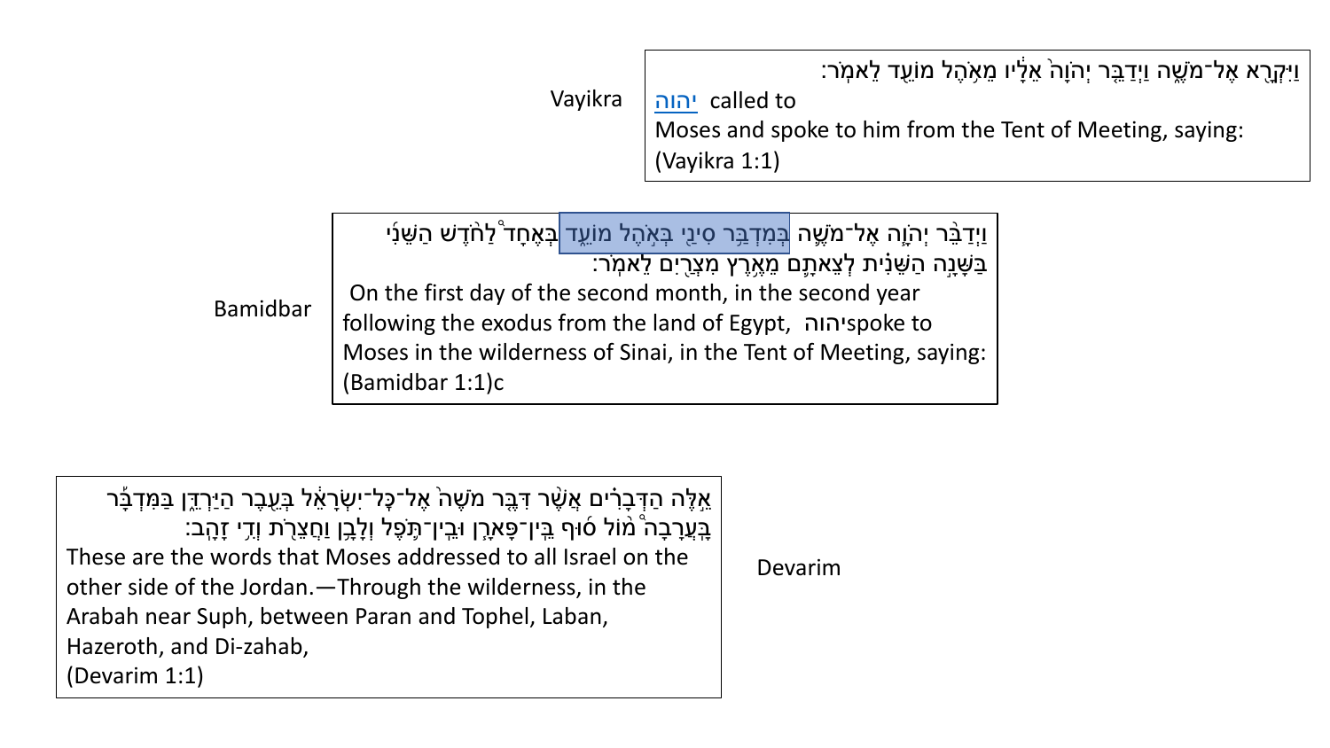**Vayikra**

וַיִּקְרָ֖א אֶל־מֹשֶׁ֑ה וַיְדַבֵּ֤ר יְהֹוָה֙ אֵלָ֔יו מֵאֹ֥הֶל מוֹעֵ֖ד לֵאמֹֽר׃

יהוה called to
Moses and spoke to him from the Tent of Meeting, saying:
(Vayikra 1:1)

**Bamidbar**

וַיְדַבֵּ֨ר יְהֹוָ֧ה אֶל־מֹשֶׁ֛ה בְּמִדְבַּ֥ר סִינַ֖י בְּאֹ֣הֶל מוֹעֵ֑ד בְּאֶחָד֩ לַחֹ֨דֶשׁ הַשֵּׁנִ֜י בַּשָּׁנָ֣ה הַשֵּׁנִ֗ית לְצֵאתָ֛ם מֵאֶ֥רֶץ מִצְרַ֖יִם לֵאמֹֽר׃

On the first day of the second month, in the second year following the exodus from the land of Egypt, יהוה spoke to Moses in the wilderness of Sinai, in the Tent of Meeting, saying:
(Bamidbar 1:1)c

**Devarim**

אֵ֣לֶּה הַדְּבָרִ֗ים אֲשֶׁ֨ר דִּבֶּ֤ר מֹשֶׁה֙ אֶל־כׇּל־יִשְׂרָאֵ֔ל בְּעֵ֖בֶר הַיַּרְדֵּ֑ן בַּמִּדְבָּ֡ר בָּֽעֲרָבָה֩ מ֨וֹל ס֜וּף בֵּֽין־פָּארָ֧ן וּבֵֽין־תֹּ֛פֶל וְלָבָ֥ן וַחֲצֵרֹ֖ת וְדִ֥י זָהָֽב׃

These are the words that Moses addressed to all Israel on the other side of the Jordan.—Through the wilderness, in the Arabah near Suph, between Paran and Tophel, Laban, Hazeroth, and Di-zahab,
(Devarim 1:1)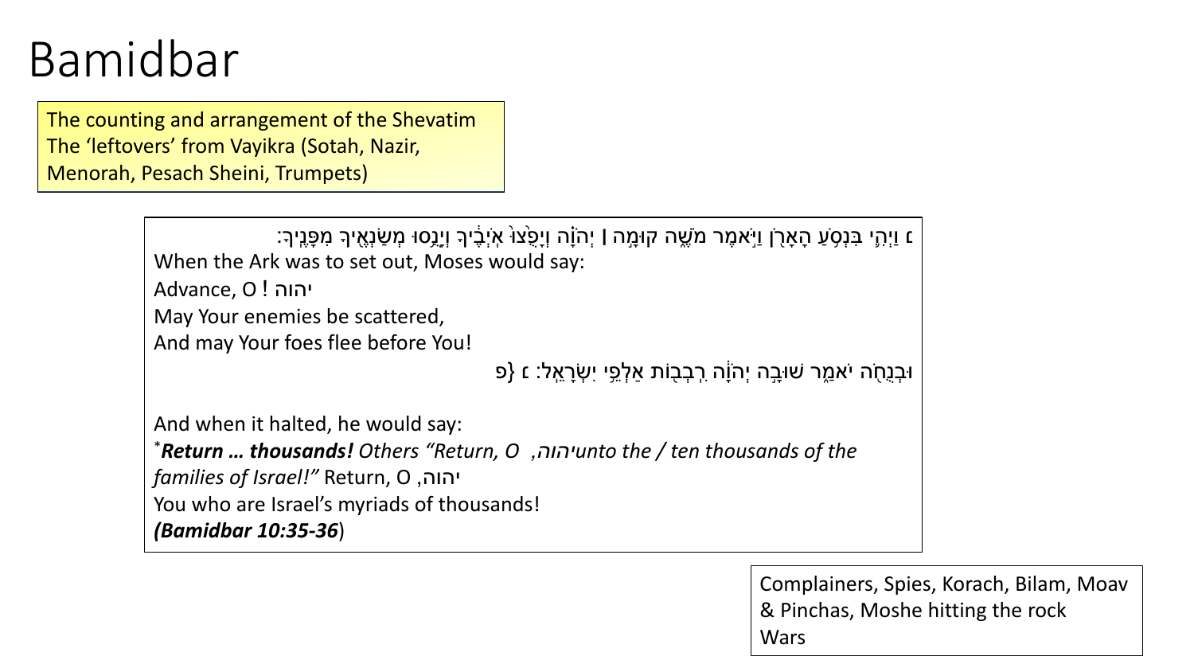# Bamidbar

The counting and arrangement of the Shevatim
The 'leftovers' from Vayikra (Sotah, Nazir, Menorah, Pesach Sheini, Trumpets)

נ וַיְהִ֛י בִּנְסֹ֥עַ הָאָרֹ֖ן וַיֹּ֣אמֶר מֹשֶׁ֑ה קוּמָ֣ה ׀ יְהֹוָ֗ה וְיָפֻ֙צוּ֙ אֹֽיְבֶ֔יךָ וְיָנֻ֥סוּ מְשַׂנְאֶ֖יךָ מִפָּנֶֽיךָ׃
When the Ark was to set out, Moses would say:
Advance, O יהוה!
May Your enemies be scattered,
And may Your foes flee before You!
וּבְנֻחֹ֖ה יֹאמַ֑ר שׁוּבָ֣ה יְהֹוָ֔ה רִֽבְב֖וֹת אַלְפֵ֥י יִשְׂרָאֵֽל׃ נ {פ

And when it halted, he would say:
**\****Return … thousands!*** *Others "Return, O* יהוה*, unto the / ten thousands of the families of Israel!"* Return, O יהוה,
You who are Israel's myriads of thousands!
***(Bamidbar 10:35-36***)

Complainers, Spies, Korach, Bilam, Moav & Pinchas, Moshe hitting the rock
Wars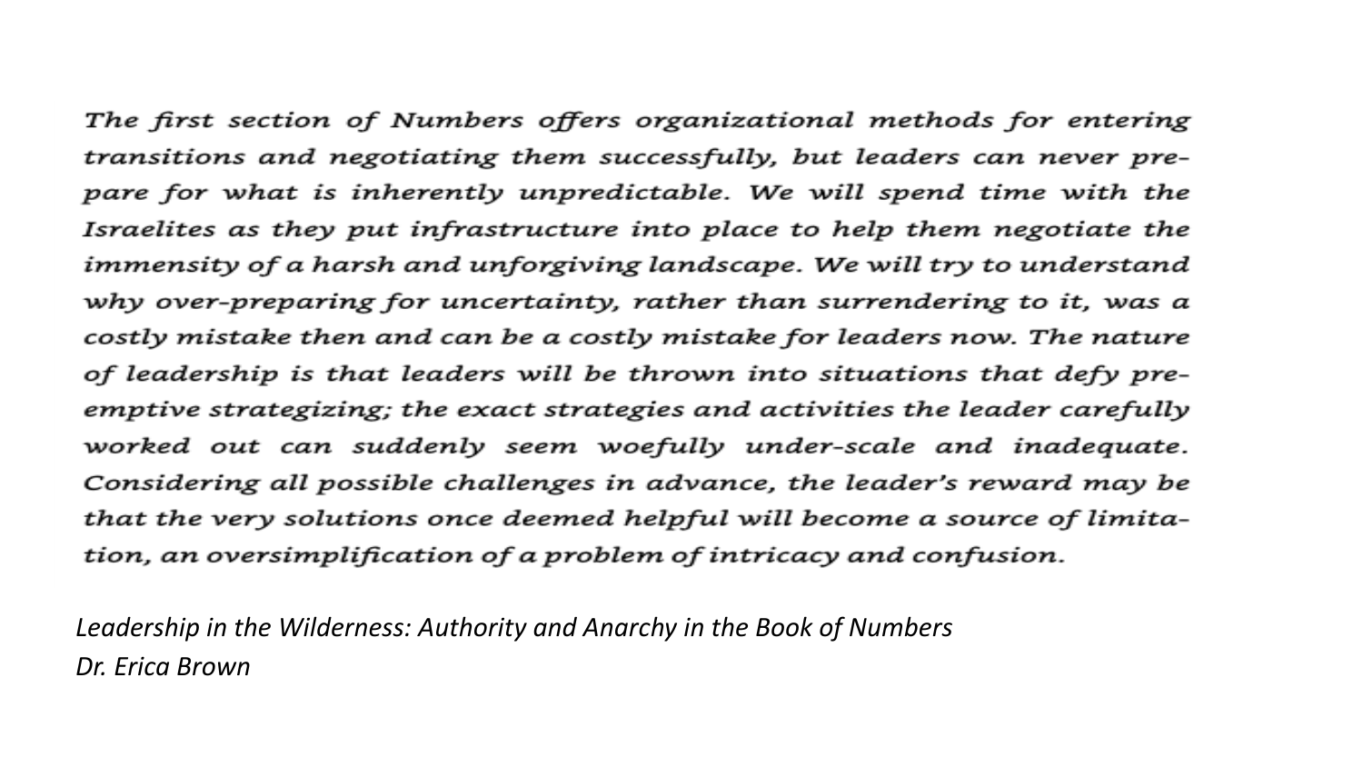*The first section of Numbers offers organizational methods for entering transitions and negotiating them successfully, but leaders can never prepare for what is inherently unpredictable. We will spend time with the Israelites as they put infrastructure into place to help them negotiate the immensity of a harsh and unforgiving landscape. We will try to understand why over-preparing for uncertainty, rather than surrendering to it, was a costly mistake then and can be a costly mistake for leaders now. The nature of leadership is that leaders will be thrown into situations that defy preemptive strategizing; the exact strategies and activities the leader carefully worked out can suddenly seem woefully under-scale and inadequate. Considering all possible challenges in advance, the leader's reward may be that the very solutions once deemed helpful will become a source of limitation, an oversimplification of a problem of intricacy and confusion.*

*Leadership in the Wilderness: Authority and Anarchy in the Book of Numbers*
*Dr. Erica Brown*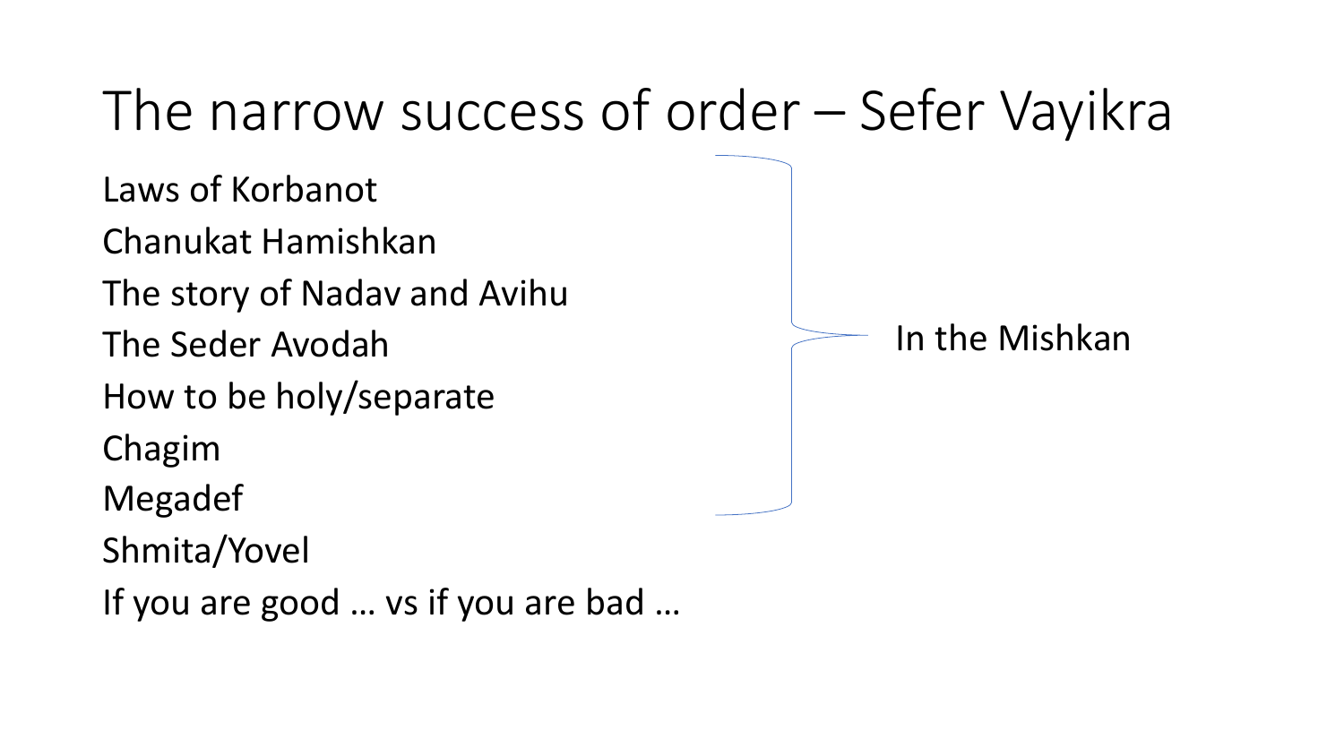# The narrow success of order – Sefer Vayikra

- Laws of Korbanot
- Chanukat Hamishkan
- The story of Nadav and Avihu
- The Seder Avodah
- How to be holy/separate
- Chagim
- Megadef
- Shmita/Yovel
- If you are good … vs if you are bad …

In the Mishkan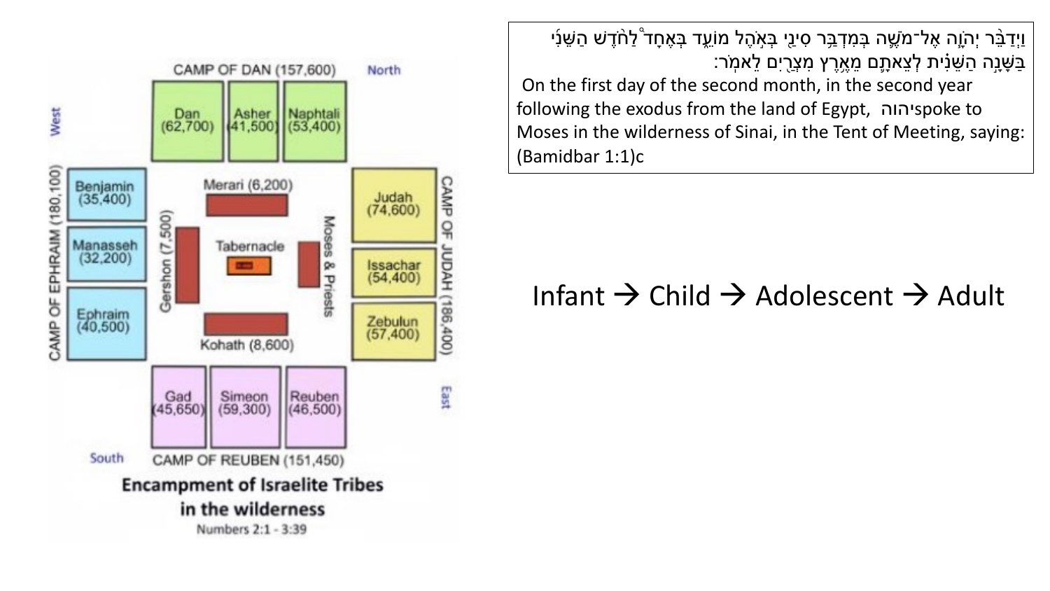CAMP OF DAN (157,600) North

West

| Dan (62,700) | Asher (41,500) | Naphtali (53,400) |
|---|---|---|

CAMP OF EPHRAIM (180,100)

- Benjamin (35,400)
- Manasseh (32,200)
- Ephraim (40,500)

Merari (6,200)

Gershon (7,500)

Tabernacle

Moses & Priests

Kohath (8,600)

CAMP OF JUDAH (186,400)

- Judah (74,600)
- Issachar (54,400)
- Zebulun (57,400)

East

| Gad (45,650) | Simeon (59,300) | Reuben (46,500) |
|---|---|---|

South CAMP OF REUBEN (151,450)

**Encampment of Israelite Tribes in the wilderness**

Numbers 2:1 - 3:39

וַיְדַבֵּ֨ר יְהֹוָ֧ה אֶל־מֹשֶׁ֛ה בְּמִדְבַּ֥ר סִינַ֖י בְּאֹ֣הֶל מוֹעֵ֑ד בְּאֶחָד֩ לַחֹ֨דֶשׁ הַשֵּׁנִ֜י בַּשָּׁנָ֣ה הַשֵּׁנִ֗ית לְצֵאתָ֛ם מֵאֶ֥רֶץ מִצְרַ֖יִם לֵאמֹֽר׃

On the first day of the second month, in the second year following the exodus from the land of Egypt, יהוה spoke to Moses in the wilderness of Sinai, in the Tent of Meeting, saying: (Bamidbar 1:1)c

Infant → Child → Adolescent → Adult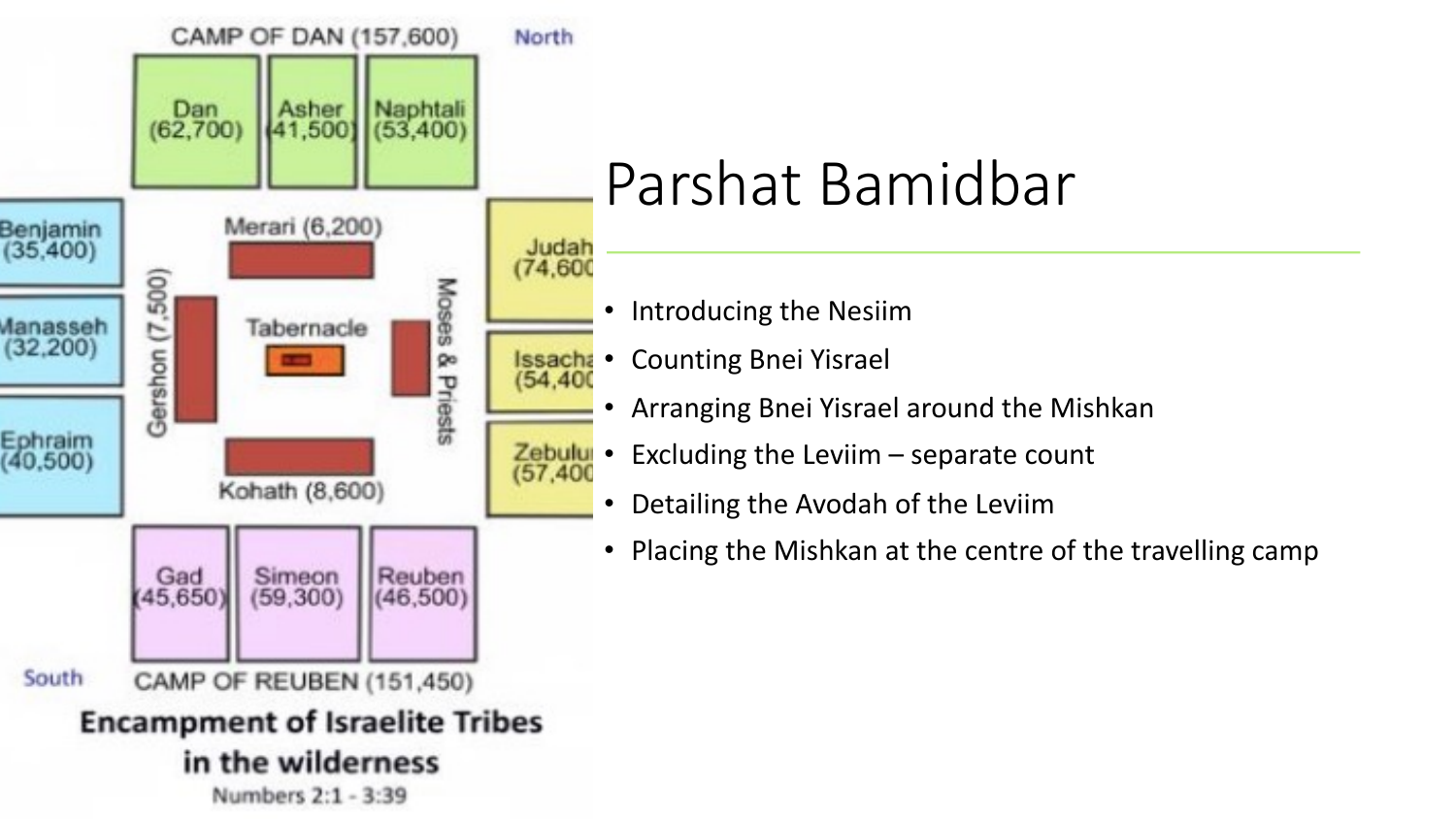CAMP OF DAN (157,600) North

Dan (62,700) | Asher (41,500) | Naphtali (53,400)

Benjamin (35,400)

Manasseh (32,200)

Ephraim (40,500)

Merari (6,200)

Gershon (7,500)

Tabernacle

Moses & Priests

Kohath (8,600)

Judah (74,600)

Issachar (54,400)

Zebulun (57,400)

Gad (45,650) | Simeon (59,300) | Reuben (46,500)

South CAMP OF REUBEN (151,450)

**Encampment of Israelite Tribes in the wilderness**

Numbers 2:1 - 3:39

# Parshat Bamidbar

- Introducing the Nesiim
- Counting Bnei Yisrael
- Arranging Bnei Yisrael around the Mishkan
- Excluding the Leviim – separate count
- Detailing the Avodah of the Leviim
- Placing the Mishkan at the centre of the travelling camp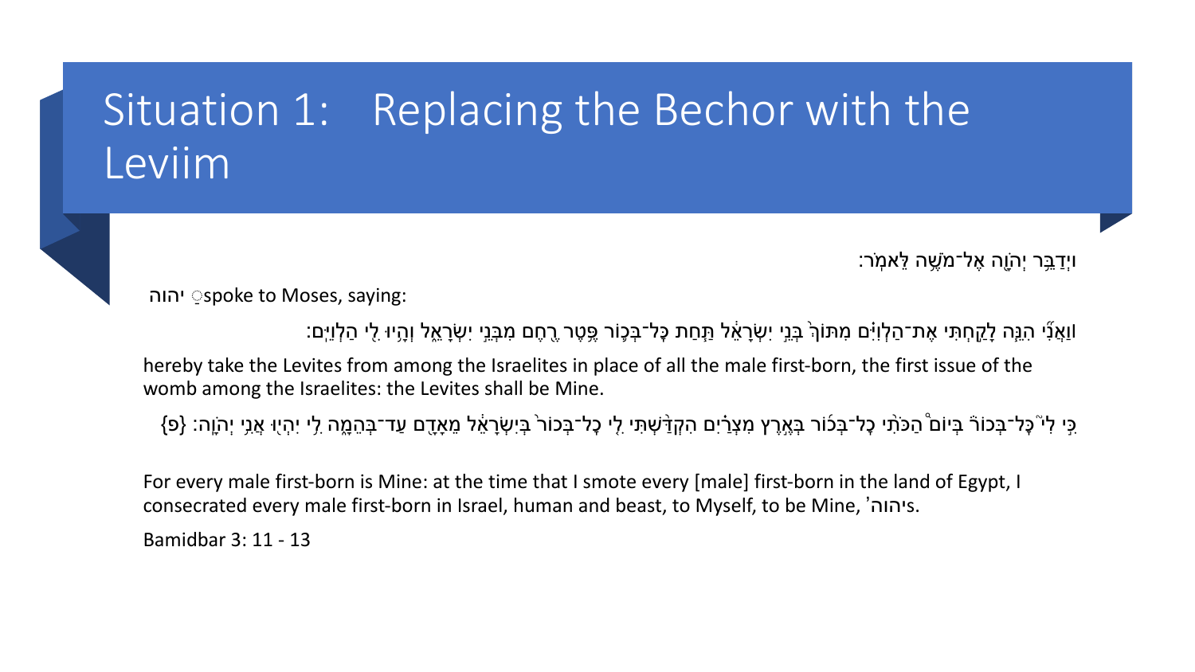# Situation 1: Replacing the Bechor with the Leviim

וַיְדַבֵּ֥ר יְהֹוָ֖ה אֶל־מֹשֶׁ֥ה לֵּאמֹֽר׃

יהוה ּspoke to Moses, saying:

ואֲנִ֞י הִנֵּ֧ה לָקַ֣חְתִּי אֶת־הַלְוִיִּ֗ם מִתּוֹךְ֙ בְּנֵ֣י יִשְׂרָאֵ֔ל תַּ֧חַת כָּל־בְּכ֛וֹר פֶּ֥טֶר רֶ֖חֶם מִבְּנֵ֣י יִשְׂרָאֵ֑ל וְהָ֥יוּ לִ֖י הַלְוִיִּֽם׃

hereby take the Levites from among the Israelites in place of all the male first-born, the first issue of the womb among the Israelites: the Levites shall be Mine.

כִּ֣י לִי֮ כׇּל־בְּכוֹר֒ בְּיוֹם֩ הַכֹּתִ֨י כׇל־בְּכ֜וֹר בְּאֶ֣רֶץ מִצְרַ֗יִם הִקְדַּ֨שְׁתִּי לִ֤י כׇל־בְּכוֹר֙ בְּיִשְׂרָאֵ֔ל מֵאָדָ֖ם עַד־בְּהֵמָ֑ה לִ֥י יִהְי֖וּ אֲנִ֥י יְהֹוָֽה׃ {פ}

For every male first-born is Mine: at the time that I smote every [male] first-born in the land of Egypt, I consecrated every male first-born in Israel, human and beast, to Myself, to be Mine, יהוה's.

Bamidbar 3: 11 - 13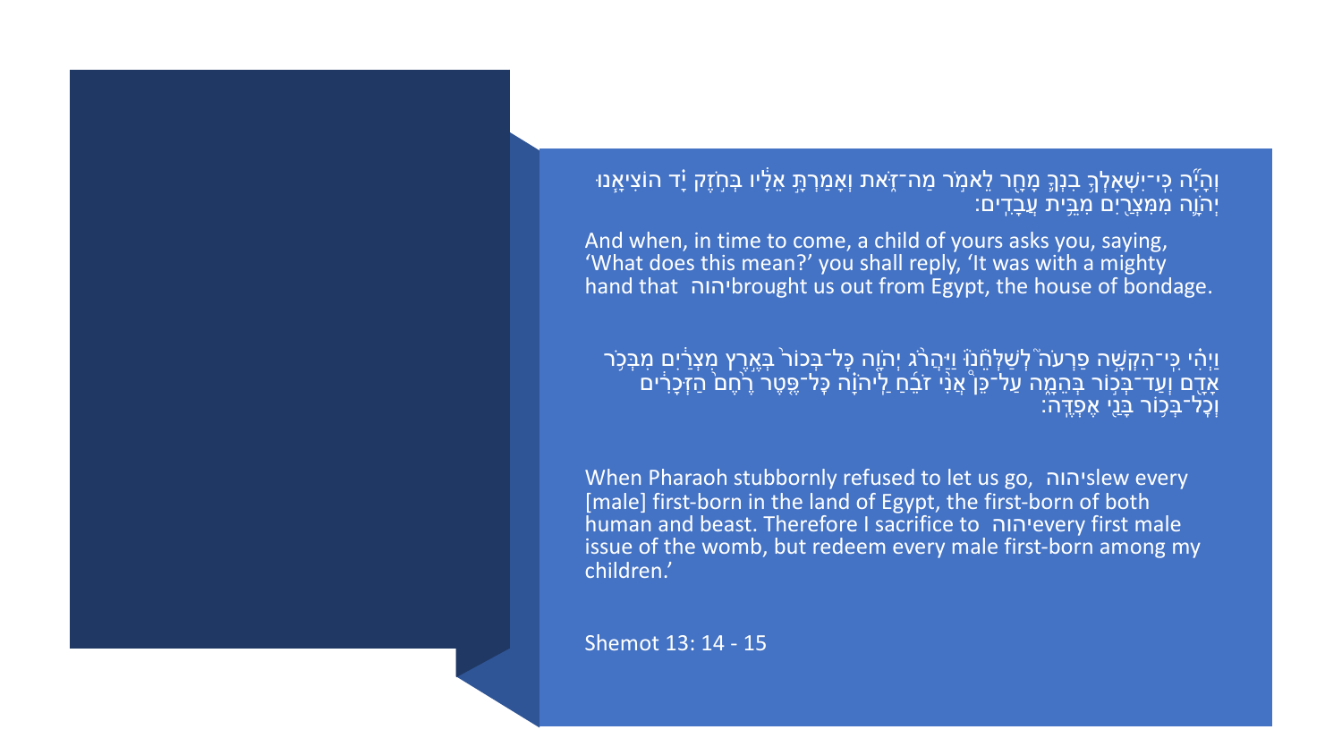וְהָיָ֞ה כִּֽי־יִשְׁאָלְךָ֥ בִנְךָ֛ מָחָ֖ר לֵאמֹ֣ר מַה־זֹּ֑את וְאָמַרְתָּ֣ אֵלָ֔יו בְּחֹ֣זֶק יָ֗ד הוֹצִיאָ֧נוּ יְהֹוָ֛ה מִמִּצְרַ֖יִם מִבֵּ֥ית עֲבָדִֽים׃

And when, in time to come, a child of yours asks you, saying, 'What does this mean?' you shall reply, 'It was with a mighty hand that יהוה brought us out from Egypt, the house of bondage.

וַיְהִ֗י כִּֽי־הִקְשָׁ֣ה פַרְעֹה֮ לְשַׁלְּחֵ֒נוּ֒ וַיַּהֲרֹ֨ג יְהֹוָ֤ה כׇּל־בְּכוֹר֙ בְּאֶ֣רֶץ מִצְרַ֔יִם מִבְּכֹ֥ר אָדָ֖ם וְעַד־בְּכ֣וֹר בְּהֵמָ֑ה עַל־כֵּ֞ן אֲנִ֣י זֹבֵ֗חַ לַֽיהֹוָ֙ה כׇּל־פֶּ֤טֶר רֶ֙חֶם֙ הַזְּכָרִ֔ים וְכׇל־בְּכ֥וֹר בָּנַ֖י אֶפְדֶּֽה׃

When Pharaoh stubbornly refused to let us go, יהוה slew every [male] first-born in the land of Egypt, the first-born of both human and beast. Therefore I sacrifice to יהוה every first male issue of the womb, but redeem every male first-born among my children.'

Shemot 13: 14 - 15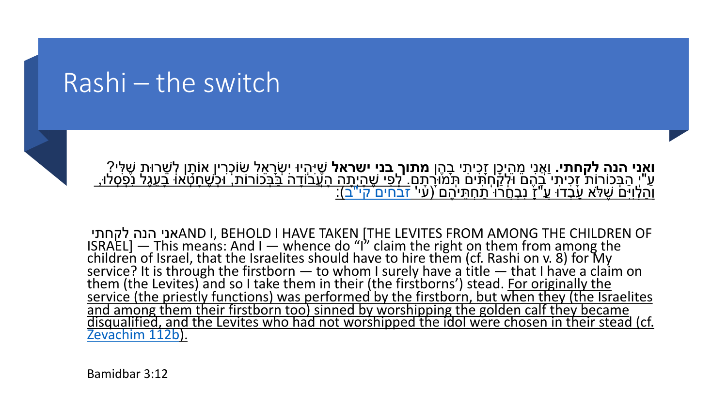# Rashi – the switch

**ואני הנה לקחתי**. וַאֲנִי מֵהֵיכָן זָכִיתִי בָּהֶן **מתוך בני ישראל** שֶׁיִּהְיוּ יִשְׂרָאֵל שׂוֹכְרִין אוֹתָן לְשֵׁרוּת שֶׁלִּי? עַ"יְ הַבְּכוֹרוֹת זָכִיתִי בָּהֶם וּלְקַחְתִּים תְּמוּרָתָם. <u>לְפִי שֶׁהָיְתָה הָעֲבוֹדָה בַּבְּכוֹרוֹת, וּכְשֶׁחָטְאוּ בָּעֵגֶל נִפְסְלוּ, וְהַלְוִיִּם שֶׁלֹּא עָבְדוּ עֲ"זָ נִבְחֲרוּ תַחְתֵּיהֶם (עי' זבחים קי"ב):</u>

אני הנה לקחתי AND I, BEHOLD I HAVE TAKEN [THE LEVITES FROM AMONG THE CHILDREN OF ISRAEL] — This means: And I — whence do "I" claim the right on them from among the children of Israel, that the Israelites should have to hire them (cf. Rashi on v. 8) for My service? It is through the firstborn — to whom I surely have a title — that I have a claim on them (the Levites) and so I take them in their (the firstborns') stead. <u>For originally the service (the priestly functions) was performed by the firstborn, but when they (the Israelites and among them their firstborn too) sinned by worshipping the golden calf they became disqualified, and the Levites who had not worshipped the idol were chosen in their stead (cf. Zevachim 112b).</u>

Bamidbar 3:12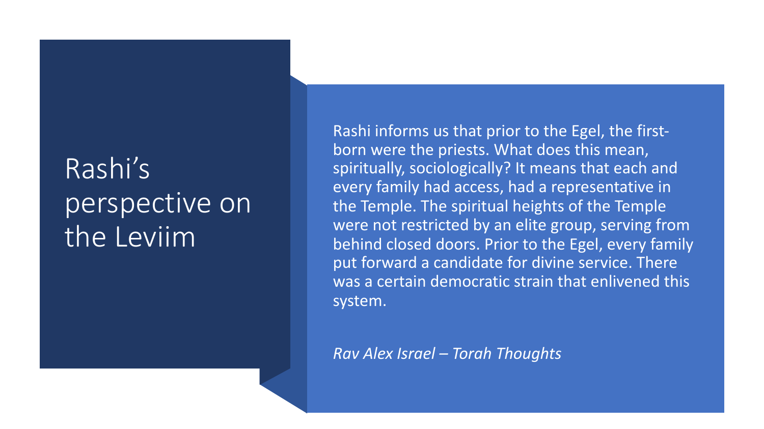# Rashi's perspective on the Leviim

Rashi informs us that prior to the Egel, the first-born were the priests. What does this mean, spiritually, sociologically? It means that each and every family had access, had a representative in the Temple. The spiritual heights of the Temple were not restricted by an elite group, serving from behind closed doors. Prior to the Egel, every family put forward a candidate for divine service. There was a certain democratic strain that enlivened this system.

*Rav Alex Israel – Torah Thoughts*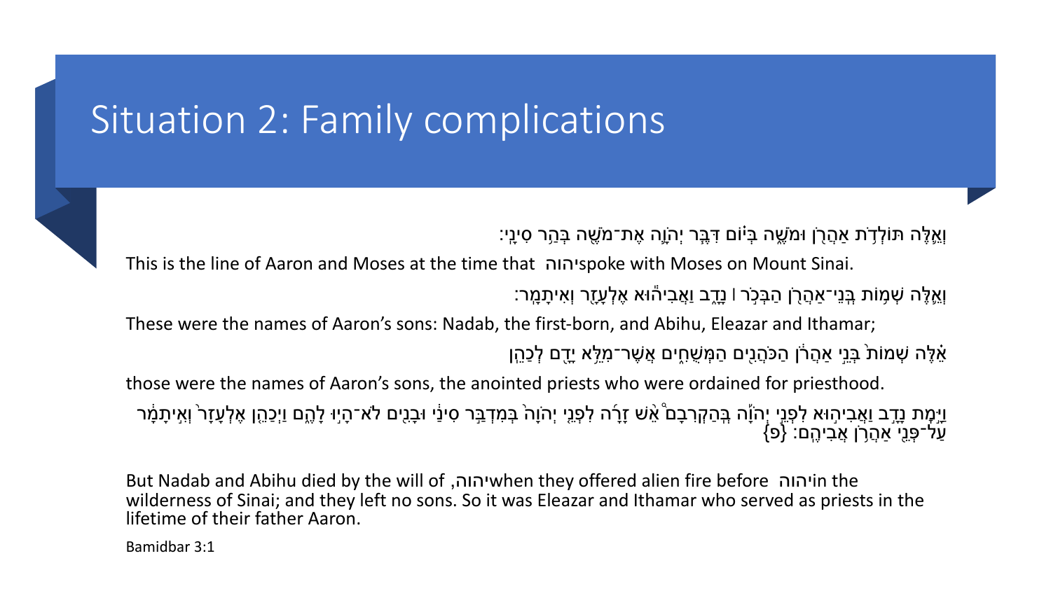# Situation 2: Family complications

וְאֵ֛לֶּה תּוֹלְדֹ֥ת אַהֲרֹ֖ן וּמֹשֶׁ֑ה בְּי֗וֹם דִּבֶּ֧ר יְהוָ֛ה אֶת־מֹשֶׁ֖ה בְּהַ֥ר סִינָֽי׃

This is the line of Aaron and Moses at the time that יהוה spoke with Moses on Mount Sinai.

וְאֵ֛לֶּה שְׁמ֥וֹת בְּנֵֽי־אַהֲרֹ֖ן הַבְּכֹ֣ר ׀ נָדָ֑ב וַאֲבִיה֕וּא אֶלְעָזָ֖ר וְאִיתָמָֽר׃

These were the names of Aaron's sons: Nadab, the first-born, and Abihu, Eleazar and Ithamar;

אֵ֗לֶּה שְׁמוֹת֙ בְּנֵ֣י אַהֲרֹ֔ן הַכֹּהֲנִ֖ים הַמְּשֻׁחִ֑ים אֲשֶׁר־מִלֵּ֥א יָדָ֖ם לְכַהֵֽן

those were the names of Aaron's sons, the anointed priests who were ordained for priesthood.

וַיָּ֣מָת נָדָ֣ב וַאֲבִיה֣וּא לִפְנֵ֣י יְהוָ֡ה בְּהַקְרִבָ֣ם אֵשׁ֩ זָרָ֨ה לִפְנֵ֤י יְהוָה֙ בְּמִדְבַּ֣ר סִינַ֔י וּבָנִ֖ים לֹא־הָי֣וּ לָהֶ֑ם וַיְכַהֵ֤ן אֶלְעָזָר֙ וְאִ֣יתָמָ֔ר עַל־פְּנֵ֖י אַהֲרֹ֥ן אֲבִיהֶֽם׃ {פ}

But Nadab and Abihu died by the will of יהוה, when they offered alien fire before יהוה in the wilderness of Sinai; and they left no sons. So it was Eleazar and Ithamar who served as priests in the lifetime of their father Aaron.

Bamidbar 3:1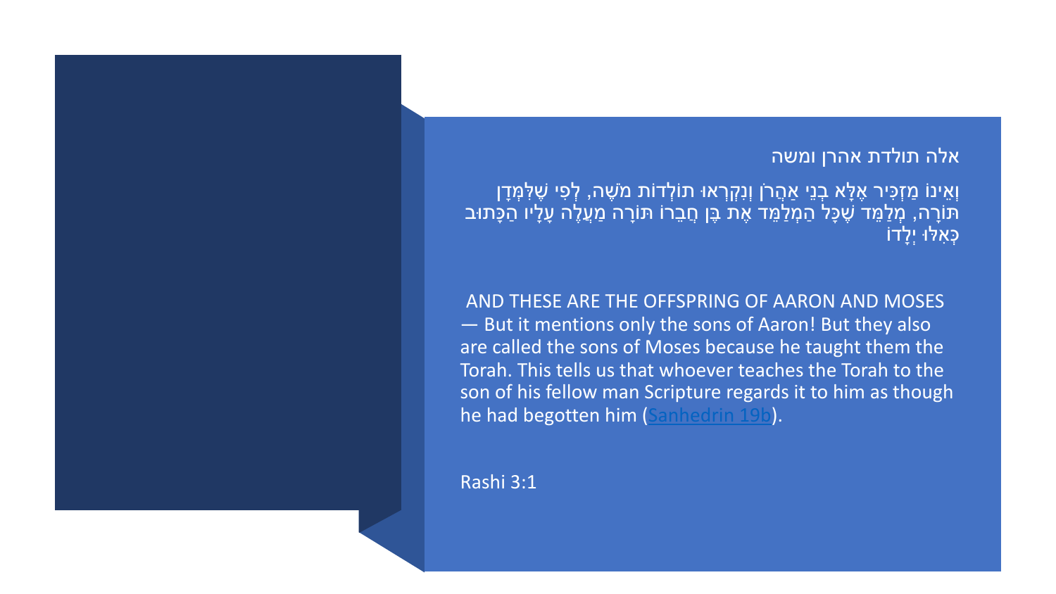אלה תולדת אהרן ומשה

וְאֵינוֹ מַזְכִּיר אֶלָּא בְנֵי אַהֲרֹן וְנִקְרְאוּ תוֹלְדוֹת מֹשֶׁה, לְפִי שֶׁלִּמְּדָן תּוֹרָה, מְלַמֵּד שֶׁכָּל הַמְלַמֵּד אֶת בֶּן חֲבֵרוֹ תּוֹרָה מַעֲלֶה עָלָיו הַכָּתוּב כְּאִלּוּ יְלָדוֹ

AND THESE ARE THE OFFSPRING OF AARON AND MOSES — But it mentions only the sons of Aaron! But they also are called the sons of Moses because he taught them the Torah. This tells us that whoever teaches the Torah to the son of his fellow man Scripture regards it to him as though he had begotten him (Sanhedrin 19b).

Rashi 3:1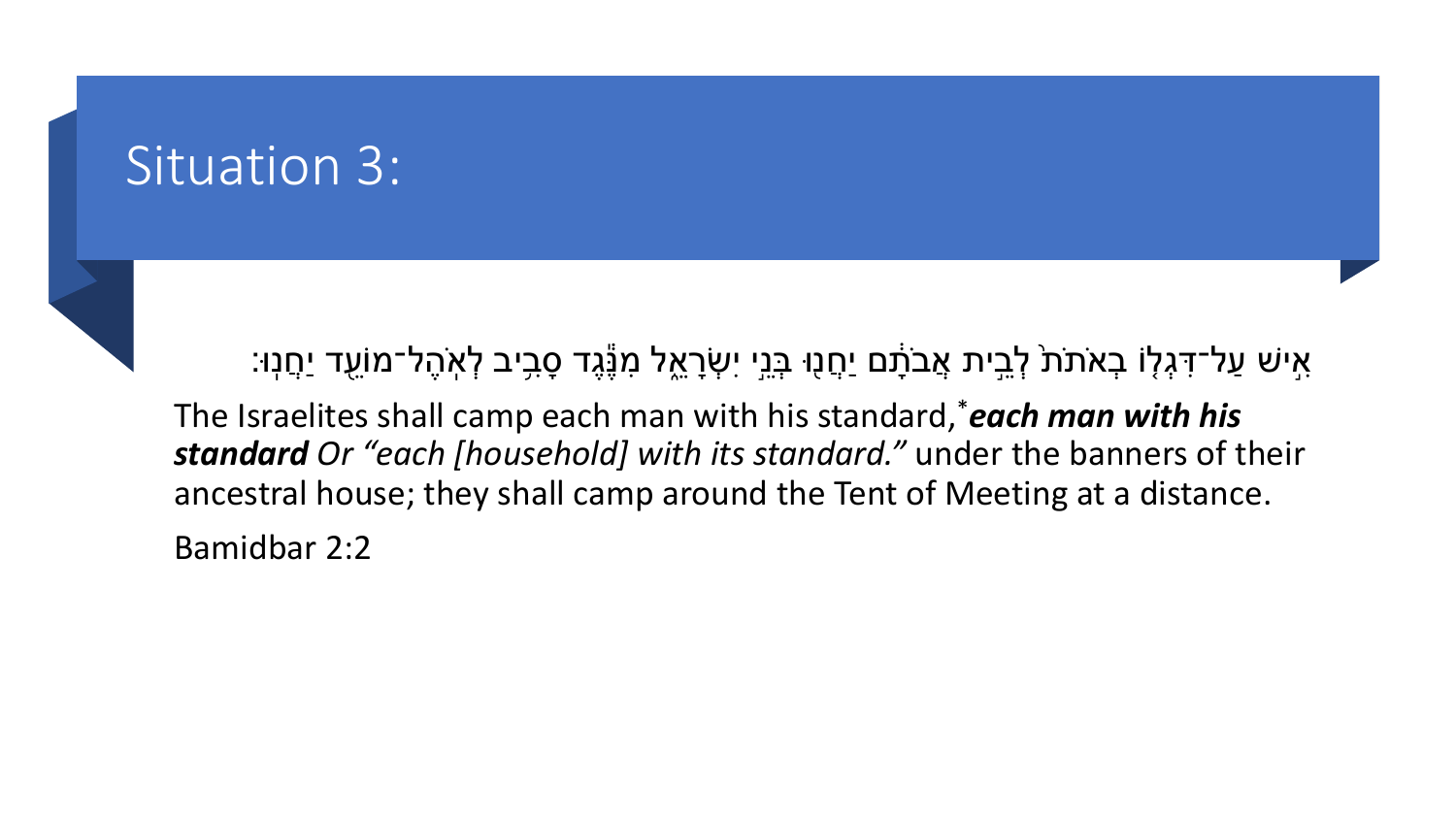# Situation 3:

אִ֣ישׁ עַל־דִּגְל֤וֹ בְאֹתֹת֙ לְבֵ֣ית אֲבֹתָ֔ם יַחֲנ֖וּ בְּנֵ֣י יִשְׂרָאֵ֑ל מִנֶּ֕גֶד סָבִ֥יב לְאֹֽהֶל־מוֹעֵ֖ד יַחֲנֽוּ׃

The Israelites shall camp each man with his standard,* ***each man with his standard*** *Or "each [household] with its standard."* under the banners of their ancestral house; they shall camp around the Tent of Meeting at a distance.

Bamidbar 2:2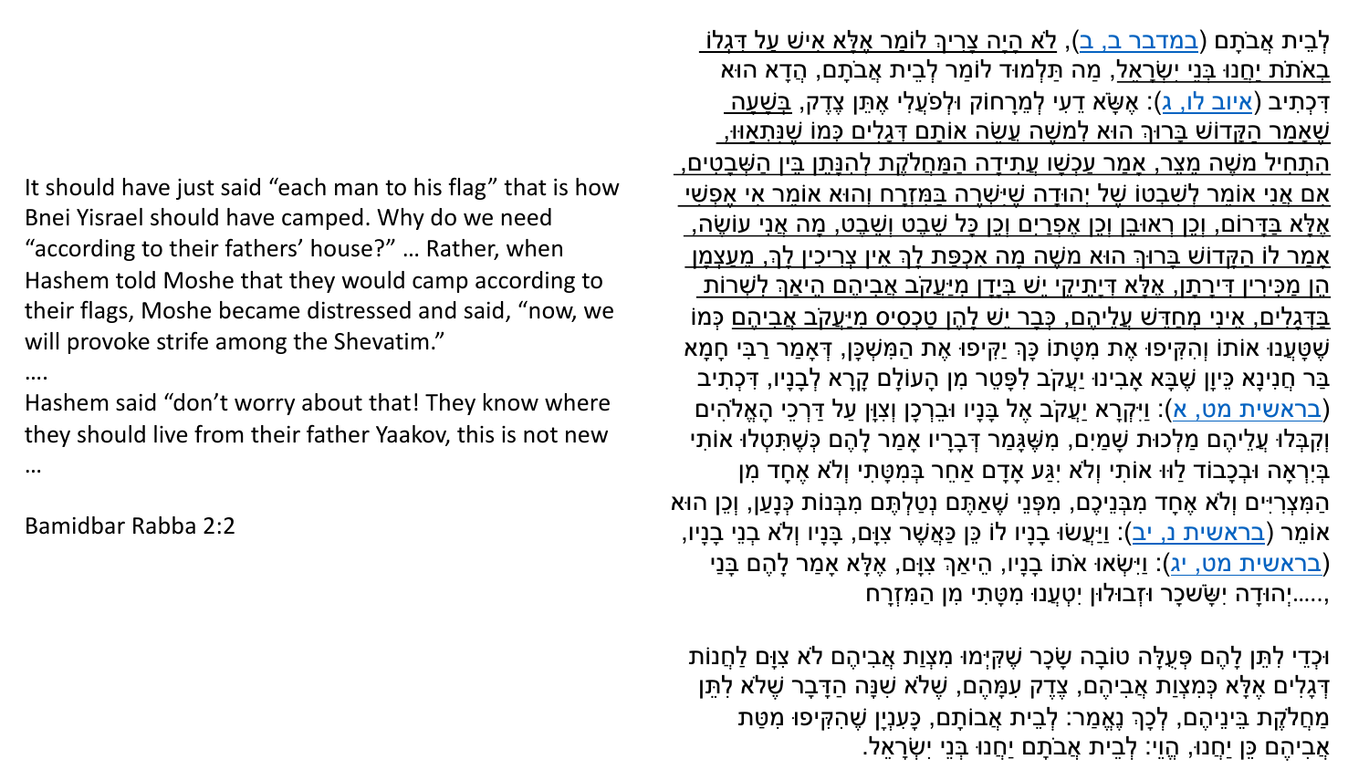It should have just said "each man to his flag" that is how Bnei Yisrael should have camped. Why do we need "according to their fathers' house?" … Rather, when Hashem told Moshe that they would camp according to their flags, Moshe became distressed and said, "now, we will provoke strife among the Shevatim."

….

Hashem said "don't worry about that! They know where they should live from their father Yaakov, this is not new

…

Bamidbar Rabba 2:2

לְבֵית אֲבֹתָם (במדבר ב, ב), לֹא הָיָה צָרִיךְ לוֹמַר אֶלָּא אִישׁ עַל דִּגְלוֹ בְאֹתֹת יַחֲנוּ בְּנֵי יִשְׂרָאֵל, מַה תַּלְמוּד לוֹמַר לְבֵית אֲבֹתָם, הֲדָא הוּא דִּכְתִיב (איוב לו, ג): אֶשָּׂא דֵעִי לְמֵרָחוֹק וּלְפֹעֲלִי אֶתֵּן צֶדֶק, בְּשָׁעָה שֶׁאָמַר הַקָּדוֹשׁ בָּרוּךְ הוּא לְמשֶׁה עֲשֵׂה אוֹתָם דְּגָלִים כְּמוֹ שֶׁנִּתְאַוּוּ, הִתְחִיל משֶׁה מֵצֵר, אָמַר עַכְשָׁו עֲתִידָה הַמַּחֲלֹקֶת לְהִנָּתֵן בֵּין הַשְּׁבָטִים, אִם אֲנִי אוֹמֵר לְשִׁבְטוֹ שֶׁל יְהוּדָה שֶׁיִּשְׁרֶה בַּמִּזְרָח וְהוּא אוֹמֵר אִי אֶפְשִׁי אֶלָּא בַּדָּרוֹם, וְכֵן רְאוּבֵן וְכֵן אֶפְרַיִם וְכֵן כָּל שֵׁבֶט וְשֵׁבֶט, מָה אֲנִי עוֹשֶׂה, אָמַר לוֹ הַקָּדוֹשׁ בָּרוּךְ הוּא משֶׁה מָה אִכְפַּת לָךְ אֵין צְרִיכִין לָךְ, מֵעַצְמָן הֵן מַכִּירִין דִּירָתָן, אֶלָּא דְּיָתֵיקֵי יֵשׁ בְּיָדָן מִיַּעֲקֹב אֲבִיהֶם הֵיאַךְ לִשְׁרוֹת בַּדְּגָלִים, אֵינִי מְחַדֵּשׁ עֲלֵיהֶם, כְּבָר יֵשׁ לָהֶן טַכְסִיס מִיַּעֲקֹב אֲבִיהֶם כְּמוֹ שֶׁטָּעֲנוּ אוֹתוֹ וְהִקִּיפוּ אֶת מִטָּתוֹ כָּךְ יַקִּיפוּ אֶת הַמִּשְׁכָּן, דְּאָמַר רַבִּי חָמָא בַּר חֲנִינָא כֵּיוָן שֶׁבָּא אָבִינוּ יַעֲקֹב לִפָּטֵר מִן הָעוֹלָם קָרָא לְבָנָיו, דִּכְתִיב (בראשית מט, א): וַיִּקְרָא יַעֲקֹב אֶל בָּנָיו וּבֵרְכָן וְצִוָּן עַל דַּרְכֵי הָאֱלֹהִים וְקִבְּלוּ עֲלֵיהֶם מַלְכוּת שָׁמַיִם, מִשֶּׁגָּמַר דְּבָרָיו אָמַר לָהֶם כְּשֶׁתִּטְּלוּ אוֹתִי בְּיִרְאָה וּבְכָבוֹד לַווּ אוֹתִי וְלֹא יִגַּע אָדָם אַחֵר בְּמִטָּתִי וְלֹא אֶחָד מִן הַמִּצְרִיִּים וְלֹא אֶחָד מִבְּנֵיכֶם, מִפְּנֵי שֶׁאַתֶּם נְטַלְתֶּם מִבְּנוֹת כְּנַעַן, וְכֵן הוּא אוֹמֵר (בראשית נ, יב): וַיַּעֲשׂוּ בָנָיו לוֹ כֵּן כַּאֲשֶׁר צִוָּם, בָּנָיו וְלֹא בְנֵי בָנָיו, (בראשית מט, יג): וַיִּשְׂאוּ אֹתוֹ בָנָיו, הֵיאַךְ צִוָּם, אֶלָּא אָמַר לָהֶם בָּנַי יְהוּדָה יִשָּׂשכָר וּזְבוּלוּן יִטְעֲנוּ מִטָּתִי מִן הַמִּזְרָח.....,

וּכְדֵי לִתֵּן לָהֶם פְּעֻלָּה טוֹבָה שָׂכָר שֶׁקִּיְּמוּ מִצְוַת אֲבִיהֶם לֹא צִוָּם לַחֲנוֹת דְּגָלִים אֶלָּא כְּמִצְוַת אֲבִיהֶם, צֶדֶק עִמָּהֶם, שֶׁלֹּא שִׁנָּה הַדָּבָר שֶׁלֹּא לִתֵּן מַחֲלֹקֶת בֵּינֵיהֶם, לְכָךְ נֶאֱמַר: לְבֵית אֲבוֹתָם, כָּעִנְיָן שֶׁהִקִּיפוּ מִטַּת אֲבִיהֶם כֵּן יַחֲנוּ, הֱוֵי: לְבֵית אֲבֹתָם יַחֲנוּ בְּנֵי יִשְׂרָאֵל.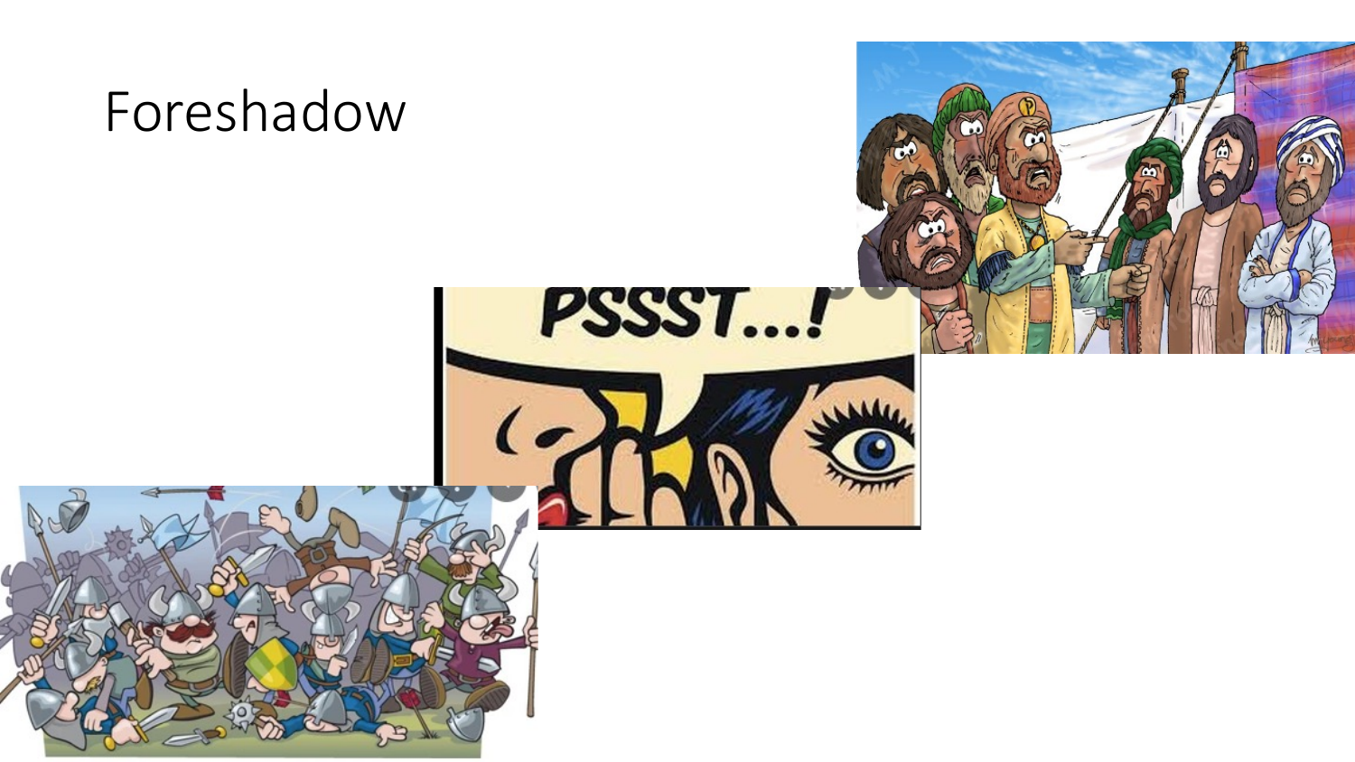# Foreshadow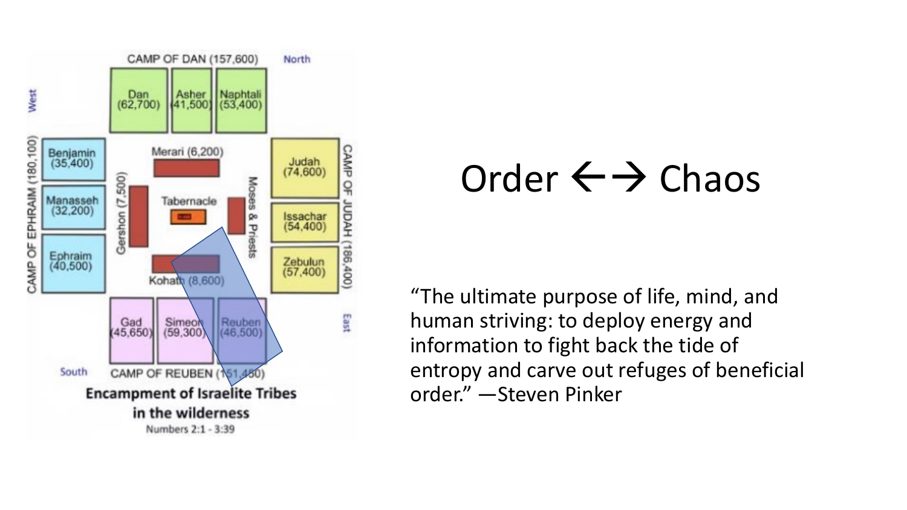CAMP OF DAN (157,600)

North

West

Dan (62,700)

Asher (41,500)

Naphtali (53,400)

CAMP OF EPHRAIM (180,100)

Benjamin (35,400)

Manasseh (32,200)

Ephraim (40,500)

Merari (6,200)

Gershon (7,500)

Tabernacle

Moses & Priests

Kohath (8,600)

CAMP OF JUDAH (186,400)

Judah (74,600)

Issachar (54,400)

Zebulun (57,400)

East

Gad (45,650)

Simeon (59,300)

Reuben (46,500)

South

CAMP OF REUBEN (151,450)

**Encampment of Israelite Tribes in the wilderness**

Numbers 2:1 - 3:39

# Order ←→ Chaos

"The ultimate purpose of life, mind, and human striving: to deploy energy and information to fight back the tide of entropy and carve out refuges of beneficial order." —Steven Pinker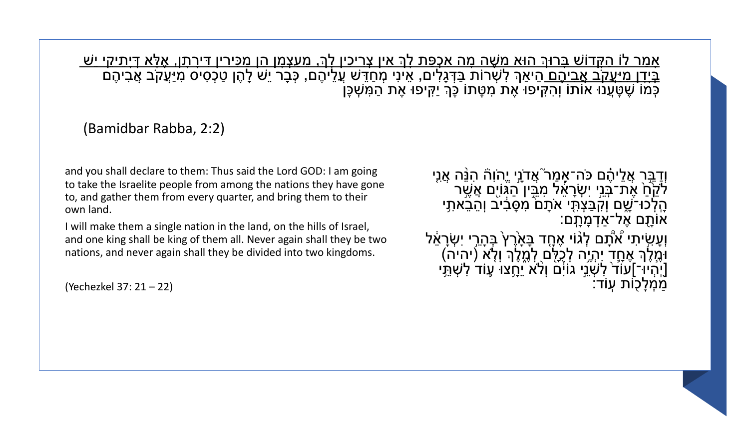אָמַר לוֹ הַקָּדוֹשׁ בָּרוּךְ הוּא מֹשֶׁה מָה אִכְפַּת לְךָ אֵין צְרִיכִין לְךָ, מֵעַצְמָן הֵן מַכִּירִין דִּירָתָן, אֶלָּא דְּיָתֵיקִי יֵשׁ בְּיָדָן מִיַּעֲקֹב אֲבִיהֶם הֵיאַךְ לִשְׁרוֹת בִּדְגָלִים, אֵינִי מְחַדֵּשׁ עֲלֵיהֶם, כְּבָר יֵשׁ לָהֶן טַכְסִיס מִיַּעֲקֹב אֲבִיהֶם כְּמוֹ שֶׁטָּעֲנוּ אוֹתוֹ וְהִקִּיפוּ אֶת מִטָּתוֹ כָּךְ יַקִּיפוּ אֶת הַמִּשְׁכָּן

(Bamidbar Rabba, 2:2)

וְדַבֵּ֣ר אֲלֵיהֶ֗ם כֹּֽה־אָמַר֮ אֲדֹנָ֣י יֱהֹוִה֒ הִנֵּ֨ה אֲנִ֤י לֹקֵ֙חַ֙ אֶת־בְּנֵ֣י יִשְׂרָאֵ֔ל מִבֵּ֥ין הַגּוֹיִ֖ם אֲשֶׁ֣ר הָֽלְכוּ־שָׁ֑ם וְקִבַּצְתִּ֤י אֹתָם֙ מִסָּבִ֔יב וְהֵבֵאתִ֥י אוֹתָ֖ם אֶל־אַדְמָתָֽם׃

וְעָשִׂ֨יתִי אֹתָ֜ם לְג֤וֹי אֶחָד֙ בָּאָ֙רֶץ֙ בְּהָרֵ֣י יִשְׂרָאֵ֔ל וּמֶ֧לֶךְ אֶחָ֛ד יִהְיֶ֥ה לְכֻלָּ֖ם לְמֶ֑לֶךְ וְלֹ֤א (יהיה) [יִֽהְיוּ־]עוֹד֙ לִשְׁנֵ֣י גוֹיִ֔ם וְלֹ֨א יֵחָ֥צוּ ע֛וֹד לִשְׁתֵּ֥י מַמְלָכ֖וֹת עֽוֹד׃

and you shall declare to them: Thus said the Lord GOD: I am going to take the Israelite people from among the nations they have gone to, and gather them from every quarter, and bring them to their own land.

I will make them a single nation in the land, on the hills of Israel, and one king shall be king of them all. Never again shall they be two nations, and never again shall they be divided into two kingdoms.

(Yechezkel 37: 21 – 22)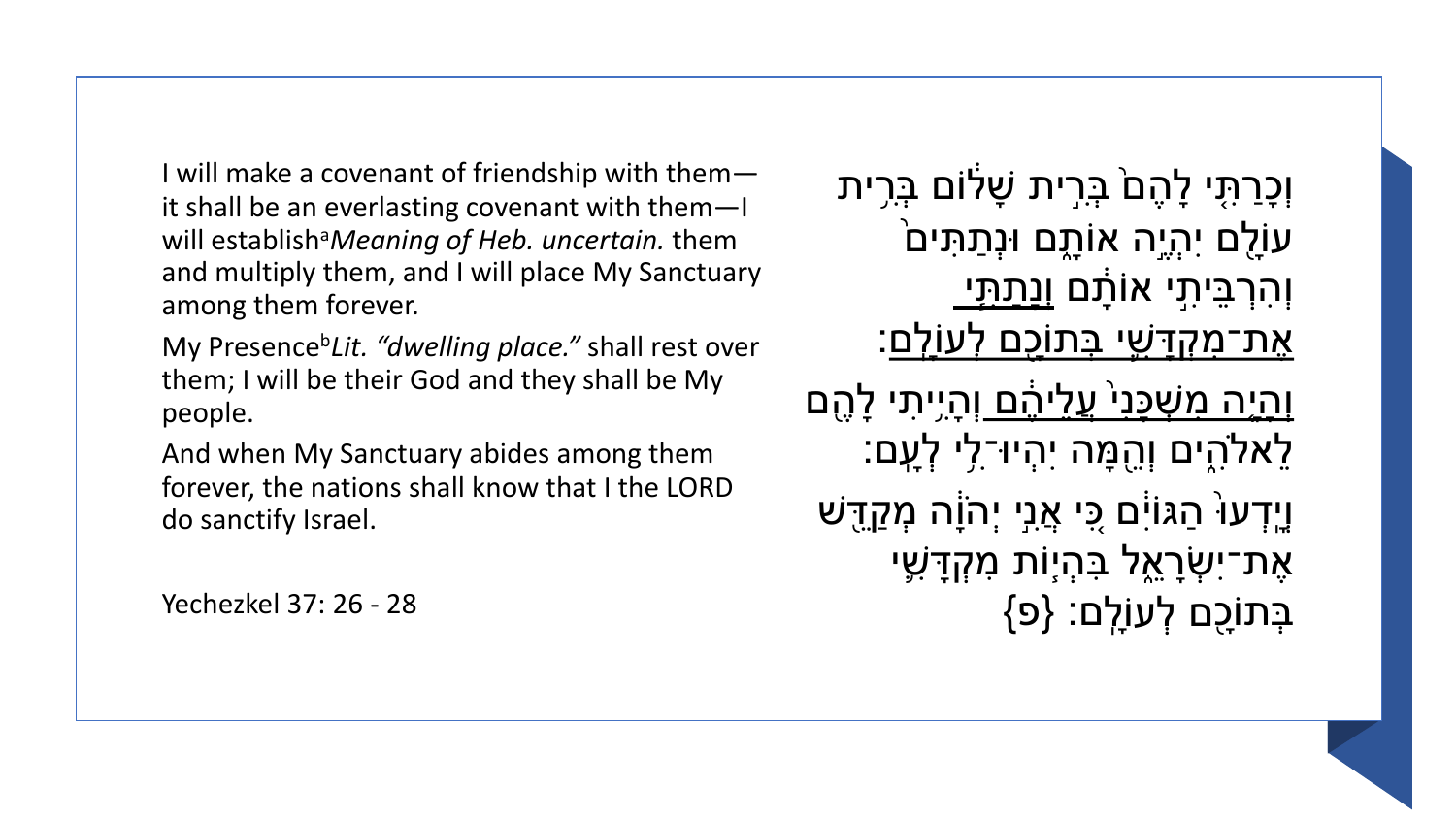I will make a covenant of friendship with them—it shall be an everlasting covenant with them—I will establish[a] *Meaning of Heb. uncertain.* them and multiply them, and I will place My Sanctuary among them forever.

My Presence[b] *Lit. "dwelling place."* shall rest over them; I will be their God and they shall be My people.

And when My Sanctuary abides among them forever, the nations shall know that I the LORD do sanctify Israel.

Yechezkel 37: 26 - 28

וְכָרַתִּ֤י לָהֶם֙ בְּרִ֣ית שָׁל֔וֹם בְּרִ֥ית עוֹלָ֖ם יִהְיֶ֣ה אוֹתָ֑ם וּנְתַתִּים֙ וְהִרְבֵּיתִ֣י אוֹתָ֔ם וְנָתַתִּ֧י אֶת־מִקְדָּשִׁ֛י בְּתוֹכָ֖ם לְעוֹלָֽם׃

וְהָיָ֤ה מִשְׁכָּנִי֙ עֲלֵיהֶ֔ם וְהָיִ֥יתִי לָהֶ֖ם לֵֽאלֹהִ֑ים וְהֵ֖מָּה יִֽהְיוּ־לִ֥י לְעָֽם׃

וְיָֽדְעוּ֙ הַגּוֹיִ֔ם כִּ֚י אֲנִ֣י יְהֹוָ֔ה מְקַדֵּ֖שׁ אֶת־יִשְׂרָאֵ֑ל בִּהְי֧וֹת מִקְדָּשִׁ֛י בְּתוֹכָ֖ם לְעוֹלָֽם׃ {פ}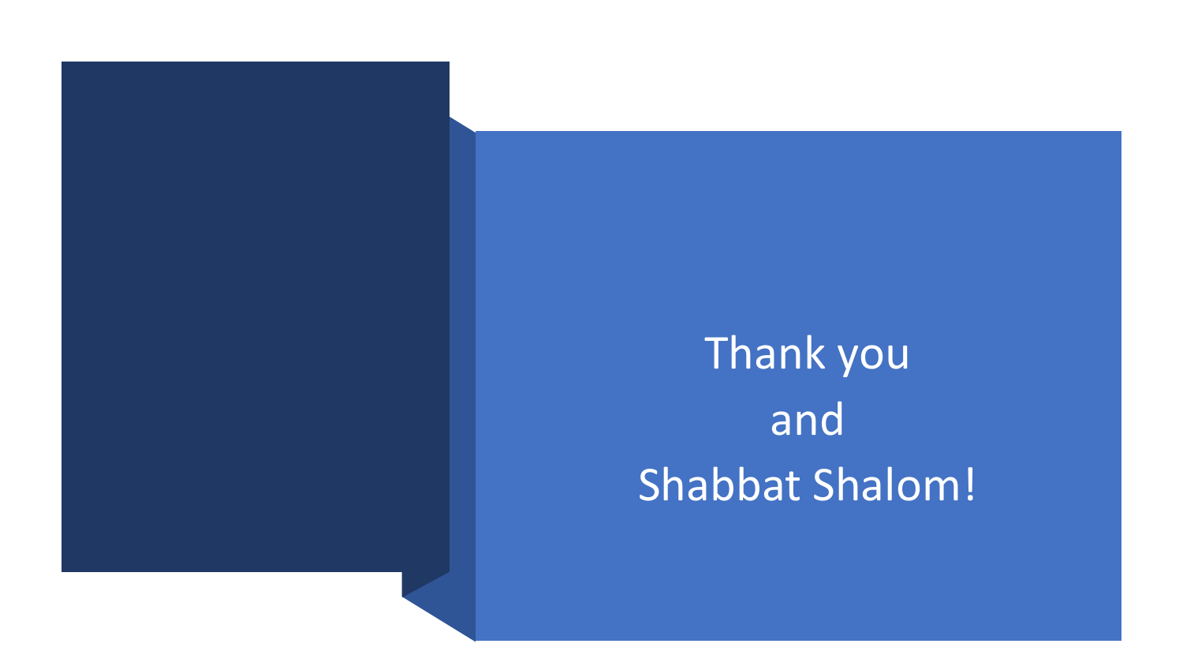Thank you

and

Shabbat Shalom!